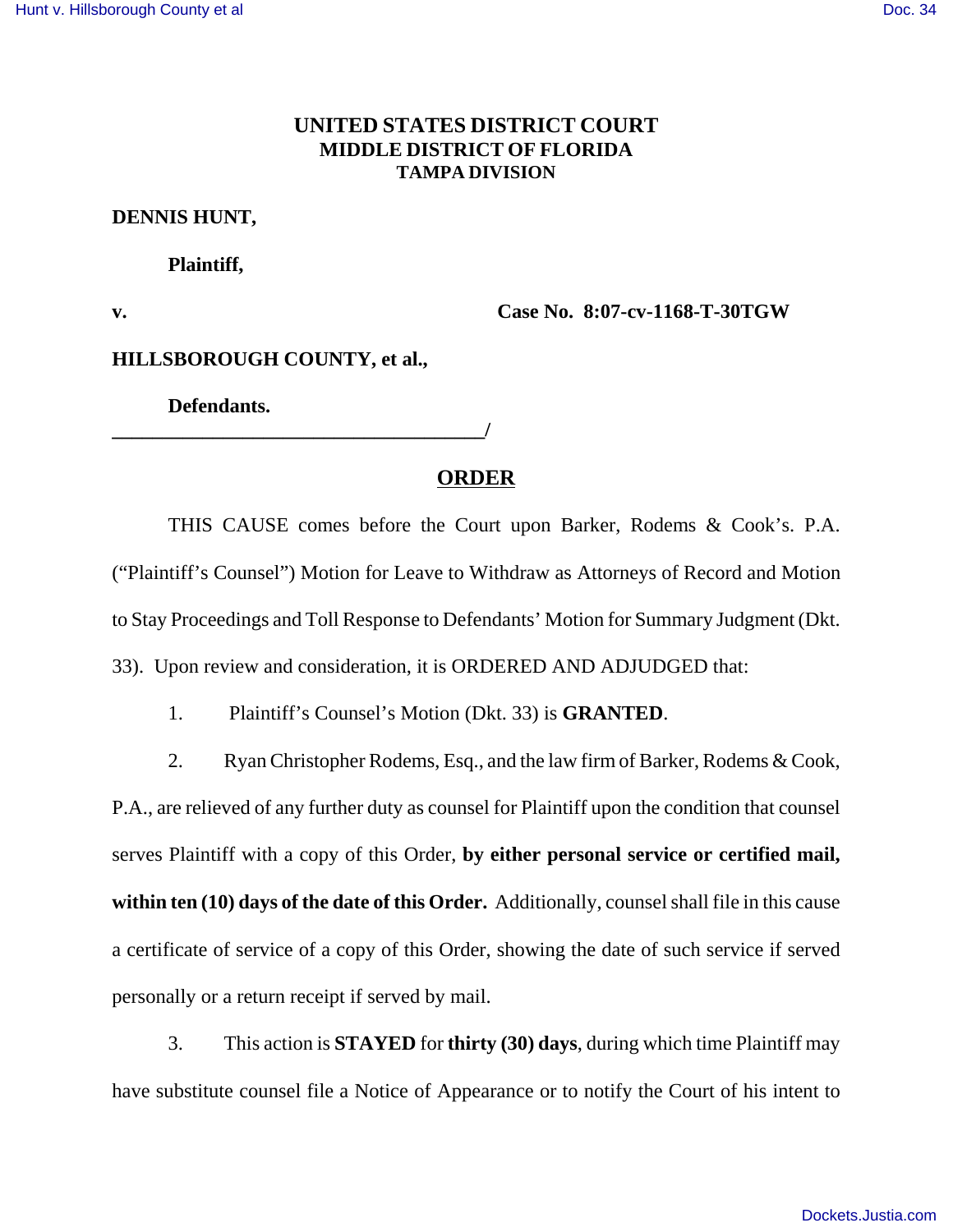# UNITED STATES DISTRICT COURT
## MIDDLE DISTRICT OF FLORIDA
### TAMPA DIVISION

**DENNIS HUNT,**

**Plaintiff,**

**v.** **Case No. 8:07-cv-1168-T-30TGW**

**HILLSBOROUGH COUNTY, et al.,**

**Defendants.**

**______________________________________/**

## ORDER

THIS CAUSE comes before the Court upon Barker, Rodems & Cook's. P.A. ("Plaintiff's Counsel") Motion for Leave to Withdraw as Attorneys of Record and Motion to Stay Proceedings and Toll Response to Defendants' Motion for Summary Judgment (Dkt. 33). Upon review and consideration, it is ORDERED AND ADJUDGED that:

1. Plaintiff's Counsel's Motion (Dkt. 33) is **GRANTED**.

2. Ryan Christopher Rodems, Esq., and the law firm of Barker, Rodems & Cook, P.A., are relieved of any further duty as counsel for Plaintiff upon the condition that counsel serves Plaintiff with a copy of this Order, **by either personal service or certified mail, within ten (10) days of the date of this Order.** Additionally, counsel shall file in this cause a certificate of service of a copy of this Order, showing the date of such service if served personally or a return receipt if served by mail.

3. This action is **STAYED** for **thirty (30) days**, during which time Plaintiff may have substitute counsel file a Notice of Appearance or to notify the Court of his intent to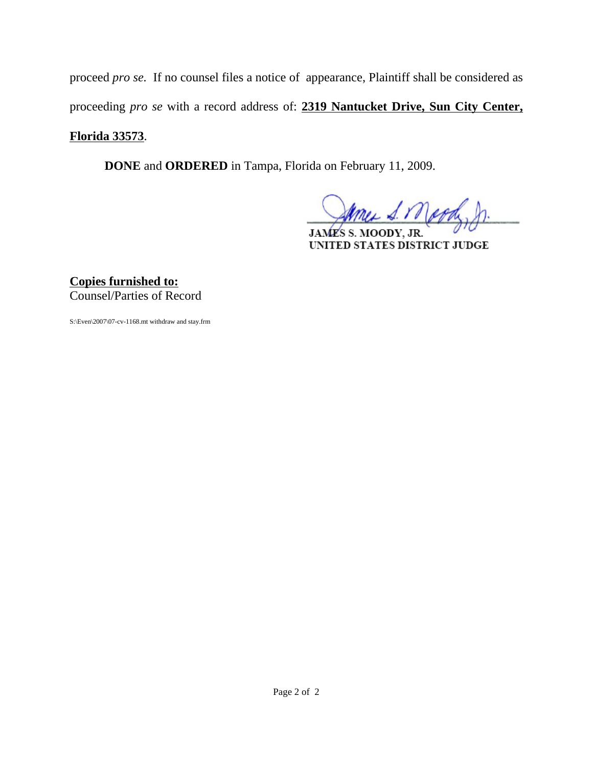proceed *pro se*. If no counsel files a notice of appearance, Plaintiff shall be considered as proceeding *pro se* with a record address of: **2319 Nantucket Drive, Sun City Center, Florida 33573**.

**DONE** and **ORDERED** in Tampa, Florida on February 11, 2009.

JAMES S. MOODY, JR.
UNITED STATES DISTRICT JUDGE

**Copies furnished to:**
Counsel/Parties of Record

S:\Even\2007\07-cv-1168.mt withdraw and stay.frm